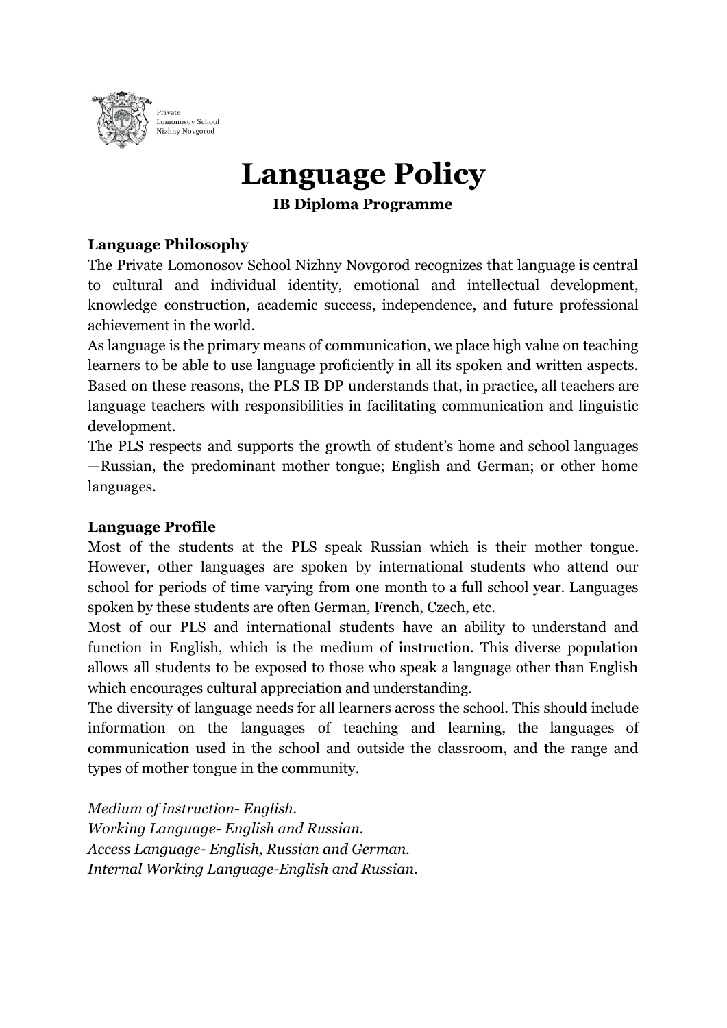Private
Lomonosov School
Nizhny Novgorod

# Language Policy

**IB Diploma Programme**

### Language Philosophy

The Private Lomonosov School Nizhny Novgorod recognizes that language is central to cultural and individual identity, emotional and intellectual development, knowledge construction, academic success, independence, and future professional achievement in the world.

As language is the primary means of communication, we place high value on teaching learners to be able to use language proficiently in all its spoken and written aspects. Based on these reasons, the PLS IB DP understands that, in practice, all teachers are language teachers with responsibilities in facilitating communication and linguistic development.

The PLS respects and supports the growth of student's home and school languages —Russian, the predominant mother tongue; English and German; or other home languages.

### Language Profile

Most of the students at the PLS speak Russian which is their mother tongue. However, other languages are spoken by international students who attend our school for periods of time varying from one month to a full school year. Languages spoken by these students are often German, French, Czech, etc.

Most of our PLS and international students have an ability to understand and function in English, which is the medium of instruction. This diverse population allows all students to be exposed to those who speak a language other than English which encourages cultural appreciation and understanding.

The diversity of language needs for all learners across the school. This should include information on the languages of teaching and learning, the languages of communication used in the school and outside the classroom, and the range and types of mother tongue in the community.

*Medium of instruction- English.*
*Working Language- English and Russian.*
*Access Language- English, Russian and German.*
*Internal Working Language-English and Russian.*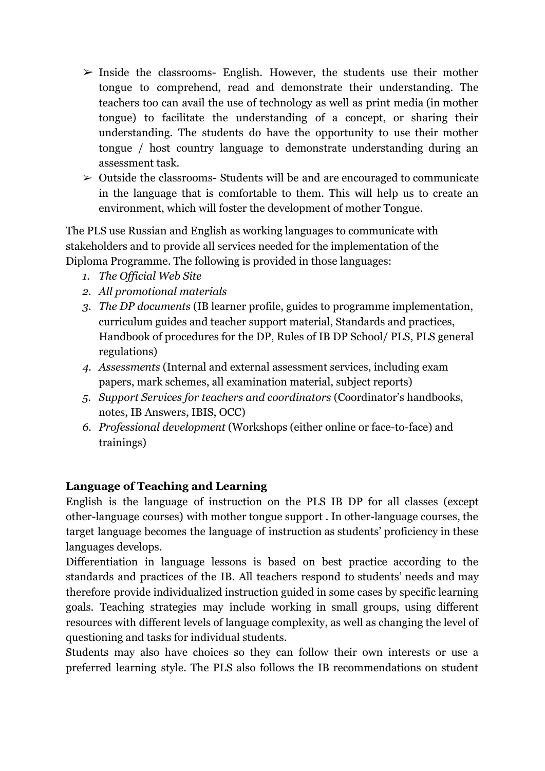- ➢ Inside the classrooms- English. However, the students use their mother tongue to comprehend, read and demonstrate their understanding. The teachers too can avail the use of technology as well as print media (in mother tongue) to facilitate the understanding of a concept, or sharing their understanding. The students do have the opportunity to use their mother tongue / host country language to demonstrate understanding during an assessment task.
- ➢ Outside the classrooms- Students will be and are encouraged to communicate in the language that is comfortable to them. This will help us to create an environment, which will foster the development of mother Tongue.

The PLS use Russian and English as working languages to communicate with stakeholders and to provide all services needed for the implementation of the Diploma Programme. The following is provided in those languages:

1. *The Official Web Site*
2. *All promotional materials*
3. *The DP documents* (IB learner profile, guides to programme implementation, curriculum guides and teacher support material, Standards and practices, Handbook of procedures for the DP, Rules of IB DP School/ PLS, PLS general regulations)
4. *Assessments* (Internal and external assessment services, including exam papers, mark schemes, all examination material, subject reports)
5. *Support Services for teachers and coordinators* (Coordinator's handbooks, notes, IB Answers, IBIS, OCC)
6. *Professional development* (Workshops (either online or face-to-face) and trainings)

**Language of Teaching and Learning**

English is the language of instruction on the PLS IB DP for all classes (except other-language courses) with mother tongue support . In other-language courses, the target language becomes the language of instruction as students' proficiency in these languages develops.

Differentiation in language lessons is based on best practice according to the standards and practices of the IB. All teachers respond to students' needs and may therefore provide individualized instruction guided in some cases by specific learning goals. Teaching strategies may include working in small groups, using different resources with different levels of language complexity, as well as changing the level of questioning and tasks for individual students.

Students may also have choices so they can follow their own interests or use a preferred learning style. The PLS also follows the IB recommendations on student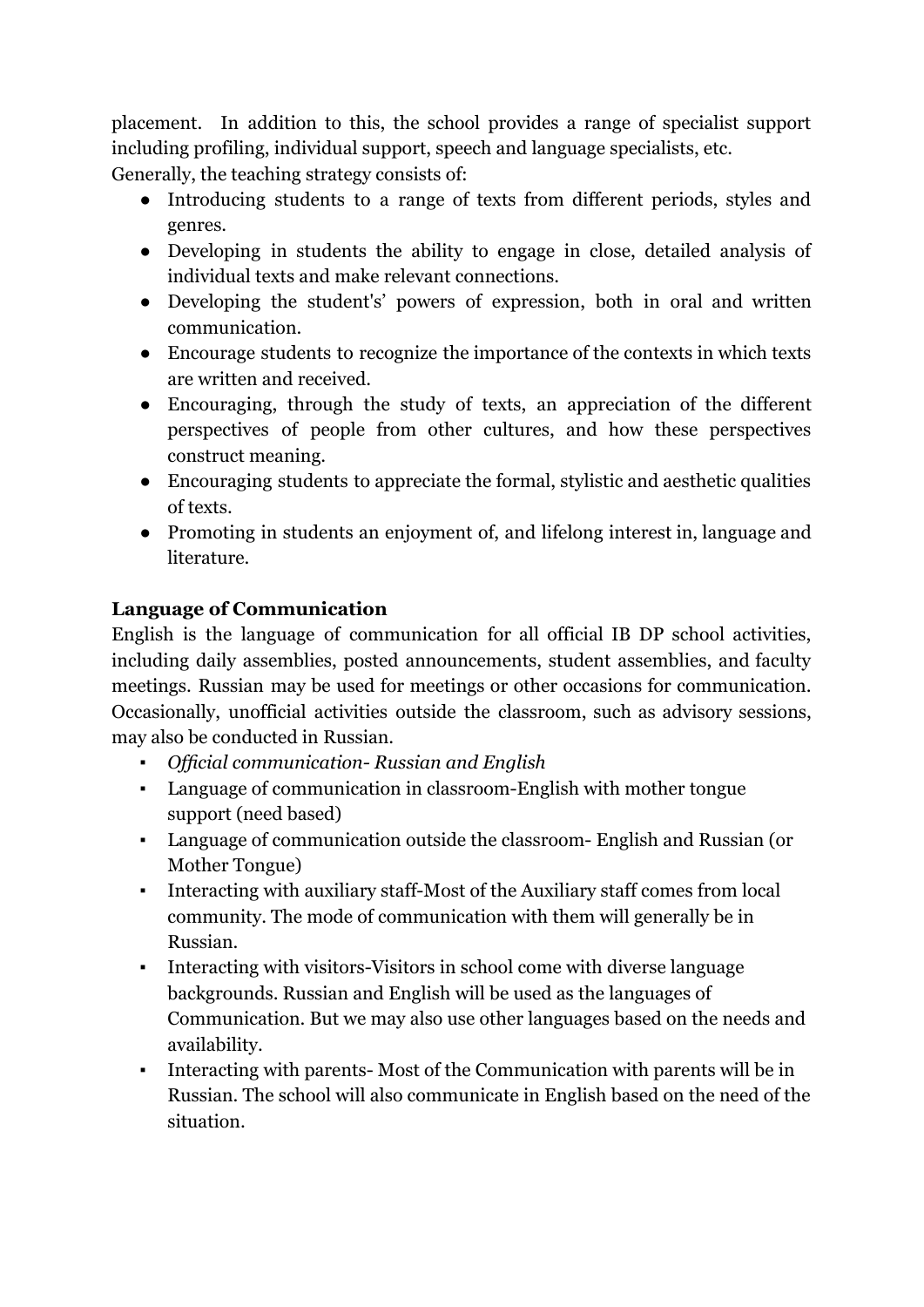placement. In addition to this, the school provides a range of specialist support including profiling, individual support, speech and language specialists, etc.
Generally, the teaching strategy consists of:

- Introducing students to a range of texts from different periods, styles and genres.
- Developing in students the ability to engage in close, detailed analysis of individual texts and make relevant connections.
- Developing the student's' powers of expression, both in oral and written communication.
- Encourage students to recognize the importance of the contexts in which texts are written and received.
- Encouraging, through the study of texts, an appreciation of the different perspectives of people from other cultures, and how these perspectives construct meaning.
- Encouraging students to appreciate the formal, stylistic and aesthetic qualities of texts.
- Promoting in students an enjoyment of, and lifelong interest in, language and literature.

**Language of Communication**

English is the language of communication for all official IB DP school activities, including daily assemblies, posted announcements, student assemblies, and faculty meetings. Russian may be used for meetings or other occasions for communication. Occasionally, unofficial activities outside the classroom, such as advisory sessions, may also be conducted in Russian.

- *Official communication- Russian and English*
- Language of communication in classroom-English with mother tongue support (need based)
- Language of communication outside the classroom- English and Russian (or Mother Tongue)
- Interacting with auxiliary staff-Most of the Auxiliary staff comes from local community. The mode of communication with them will generally be in Russian.
- Interacting with visitors-Visitors in school come with diverse language backgrounds. Russian and English will be used as the languages of Communication. But we may also use other languages based on the needs and availability.
- Interacting with parents- Most of the Communication with parents will be in Russian. The school will also communicate in English based on the need of the situation.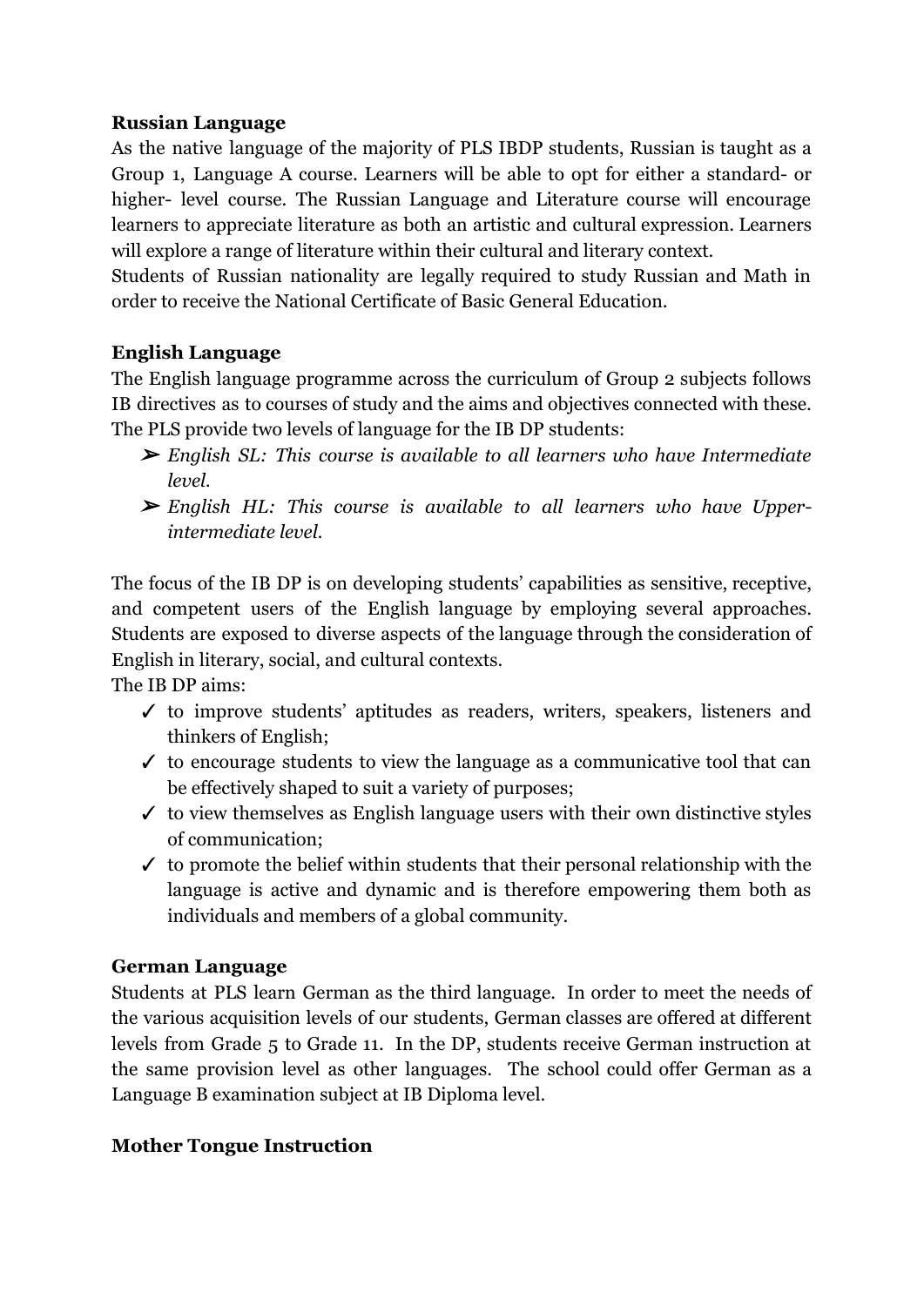**Russian Language**

As the native language of the majority of PLS IBDP students, Russian is taught as a Group 1, Language A course. Learners will be able to opt for either a standard- or higher- level course. The Russian Language and Literature course will encourage learners to appreciate literature as both an artistic and cultural expression. Learners will explore a range of literature within their cultural and literary context.

Students of Russian nationality are legally required to study Russian and Math in order to receive the National Certificate of Basic General Education.

**English Language**

The English language programme across the curriculum of Group 2 subjects follows IB directives as to courses of study and the aims and objectives connected with these. The PLS provide two levels of language for the IB DP students:

- *English SL: This course is available to all learners who have Intermediate level.*
- *English HL: This course is available to all learners who have Upper-intermediate level.*

The focus of the IB DP is on developing students' capabilities as sensitive, receptive, and competent users of the English language by employing several approaches. Students are exposed to diverse aspects of the language through the consideration of English in literary, social, and cultural contexts.

The IB DP aims:

- ✓ to improve students' aptitudes as readers, writers, speakers, listeners and thinkers of English;
- ✓ to encourage students to view the language as a communicative tool that can be effectively shaped to suit a variety of purposes;
- ✓ to view themselves as English language users with their own distinctive styles of communication;
- ✓ to promote the belief within students that their personal relationship with the language is active and dynamic and is therefore empowering them both as individuals and members of a global community.

**German Language**

Students at PLS learn German as the third language. In order to meet the needs of the various acquisition levels of our students, German classes are offered at different levels from Grade 5 to Grade 11. In the DP, students receive German instruction at the same provision level as other languages. The school could offer German as a Language B examination subject at IB Diploma level.

**Mother Tongue Instruction**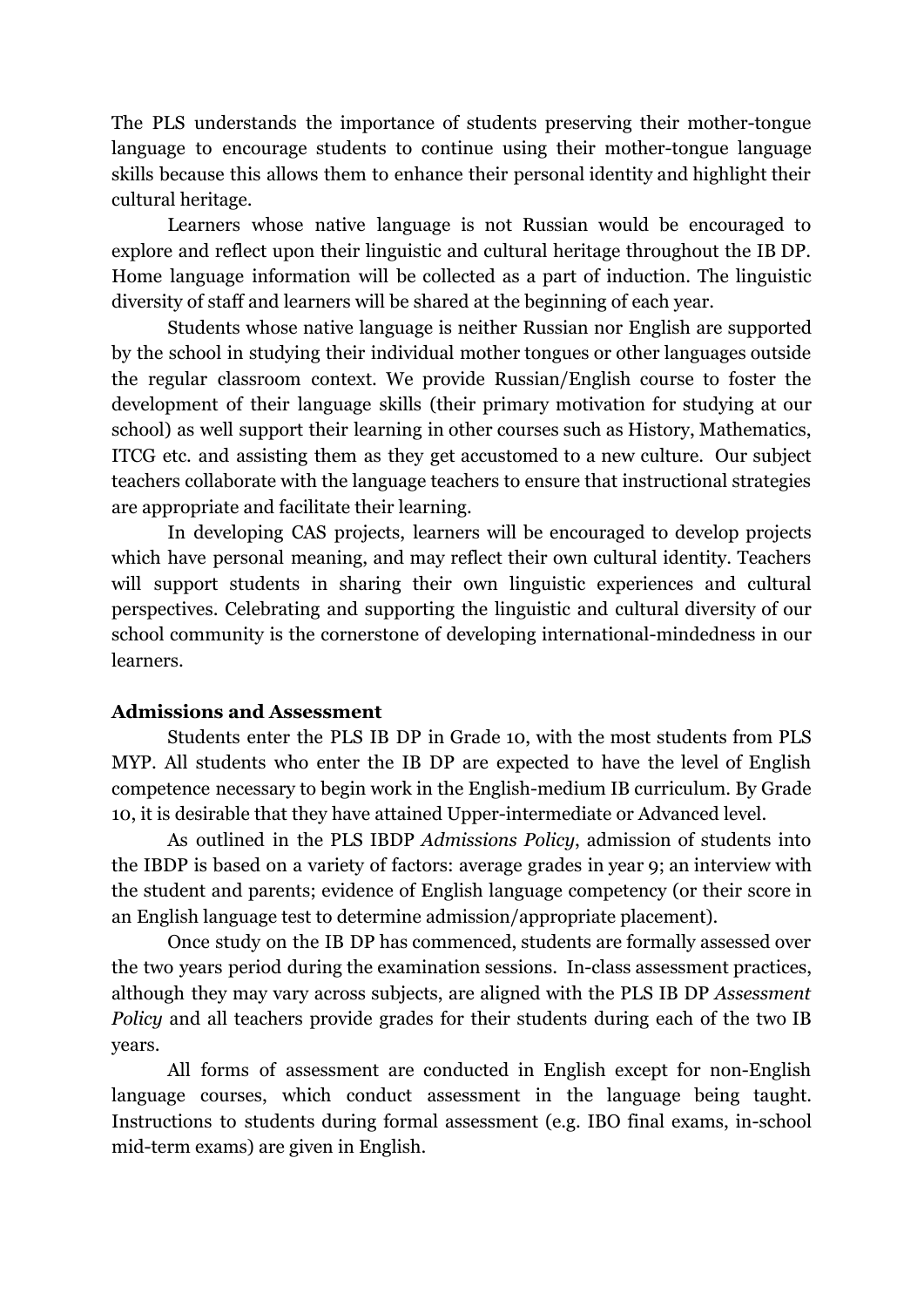The PLS understands the importance of students preserving their mother-tongue language to encourage students to continue using their mother-tongue language skills because this allows them to enhance their personal identity and highlight their cultural heritage.

Learners whose native language is not Russian would be encouraged to explore and reflect upon their linguistic and cultural heritage throughout the IB DP. Home language information will be collected as a part of induction. The linguistic diversity of staff and learners will be shared at the beginning of each year.

Students whose native language is neither Russian nor English are supported by the school in studying their individual mother tongues or other languages outside the regular classroom context. We provide Russian/English course to foster the development of their language skills (their primary motivation for studying at our school) as well support their learning in other courses such as History, Mathematics, ITCG etc. and assisting them as they get accustomed to a new culture. Our subject teachers collaborate with the language teachers to ensure that instructional strategies are appropriate and facilitate their learning.

In developing CAS projects, learners will be encouraged to develop projects which have personal meaning, and may reflect their own cultural identity. Teachers will support students in sharing their own linguistic experiences and cultural perspectives. Celebrating and supporting the linguistic and cultural diversity of our school community is the cornerstone of developing international-mindedness in our learners.

**Admissions and Assessment**

Students enter the PLS IB DP in Grade 10, with the most students from PLS MYP. All students who enter the IB DP are expected to have the level of English competence necessary to begin work in the English-medium IB curriculum. By Grade 10, it is desirable that they have attained Upper-intermediate or Advanced level.

As outlined in the PLS IBDP *Admissions Policy*, admission of students into the IBDP is based on a variety of factors: average grades in year 9; an interview with the student and parents; evidence of English language competency (or their score in an English language test to determine admission/appropriate placement).

Once study on the IB DP has commenced, students are formally assessed over the two years period during the examination sessions. In-class assessment practices, although they may vary across subjects, are aligned with the PLS IB DP *Assessment Policy* and all teachers provide grades for their students during each of the two IB years.

All forms of assessment are conducted in English except for non-English language courses, which conduct assessment in the language being taught. Instructions to students during formal assessment (e.g. IBO final exams, in-school mid-term exams) are given in English.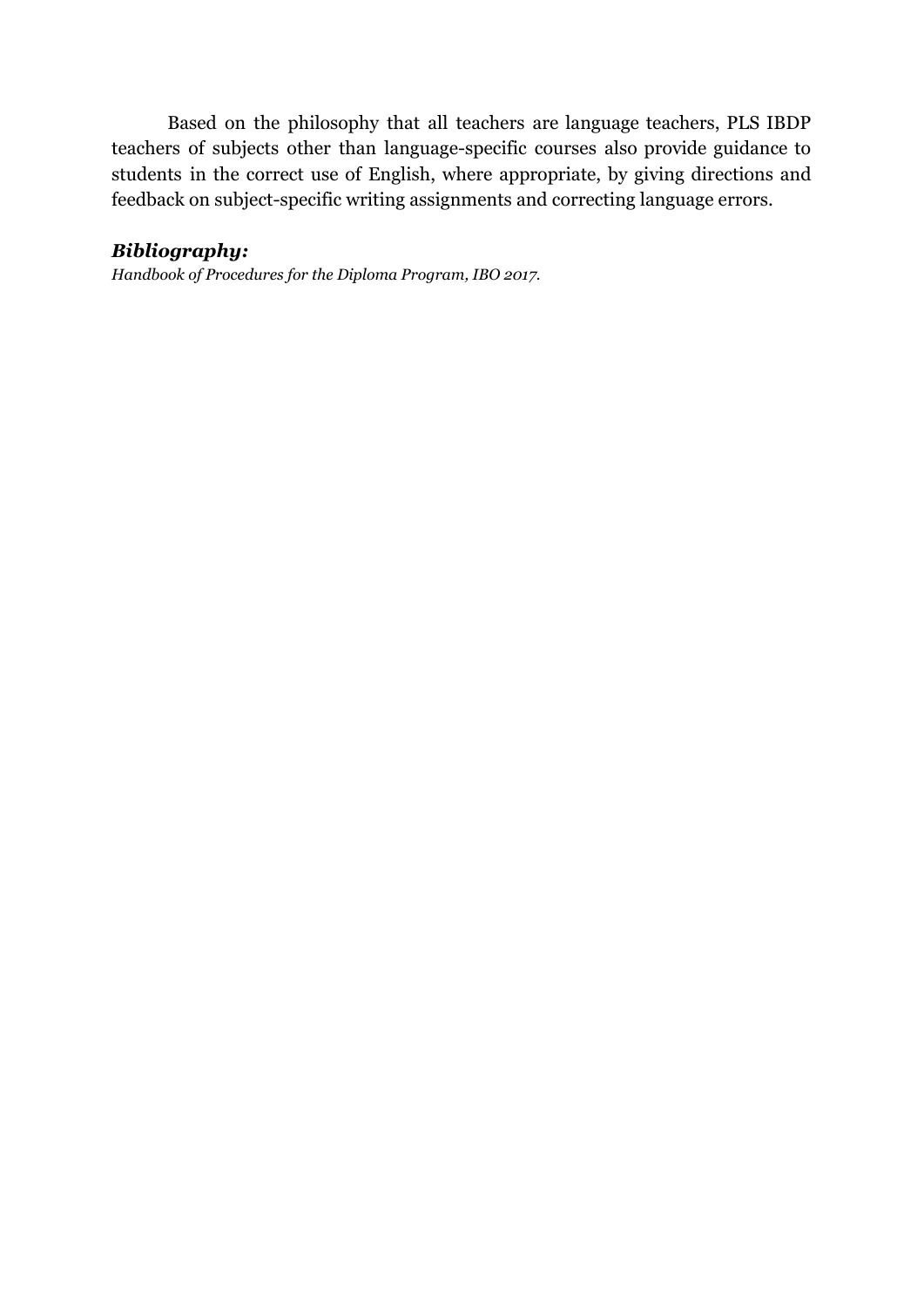Based on the philosophy that all teachers are language teachers, PLS IBDP teachers of subjects other than language-specific courses also provide guidance to students in the correct use of English, where appropriate, by giving directions and feedback on subject-specific writing assignments and correcting language errors.

***Bibliography:***

*Handbook of Procedures for the Diploma Program, IBO 2017.*